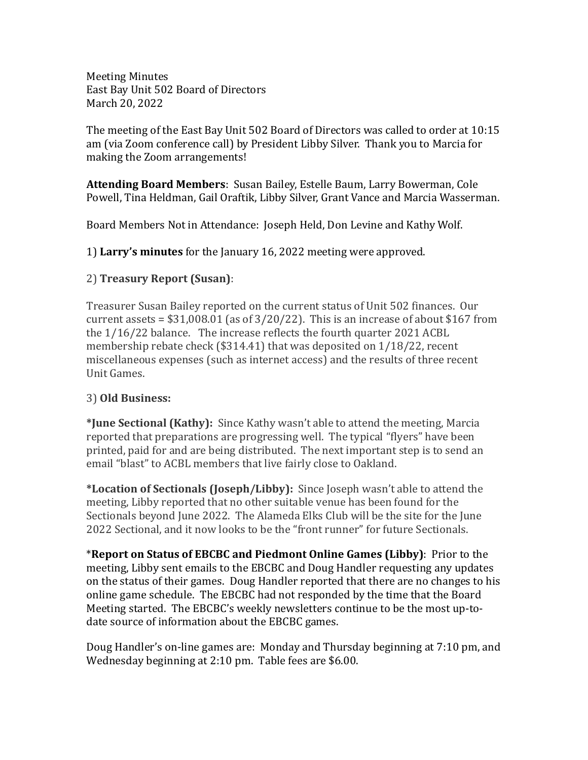Meeting Minutes
East Bay Unit 502 Board of Directors
March 20, 2022

The meeting of the East Bay Unit 502 Board of Directors was called to order at 10:15 am (via Zoom conference call) by President Libby Silver. Thank you to Marcia for making the Zoom arrangements!

**Attending Board Members**: Susan Bailey, Estelle Baum, Larry Bowerman, Cole Powell, Tina Heldman, Gail Oraftik, Libby Silver, Grant Vance and Marcia Wasserman.

Board Members Not in Attendance: Joseph Held, Don Levine and Kathy Wolf.

1) **Larry's minutes** for the January 16, 2022 meeting were approved.

2) **Treasury Report (Susan)**:

Treasurer Susan Bailey reported on the current status of Unit 502 finances. Our current assets = $31,008.01 (as of 3/20/22). This is an increase of about $167 from the 1/16/22 balance. The increase reflects the fourth quarter 2021 ACBL membership rebate check ($314.41) that was deposited on 1/18/22, recent miscellaneous expenses (such as internet access) and the results of three recent Unit Games.

3) **Old Business:**

***June Sectional (Kathy):** Since Kathy wasn't able to attend the meeting, Marcia reported that preparations are progressing well. The typical "flyers" have been printed, paid for and are being distributed. The next important step is to send an email "blast" to ACBL members that live fairly close to Oakland.

***Location of Sectionals (Joseph/Libby):** Since Joseph wasn't able to attend the meeting, Libby reported that no other suitable venue has been found for the Sectionals beyond June 2022. The Alameda Elks Club will be the site for the June 2022 Sectional, and it now looks to be the "front runner" for future Sectionals.

***Report on Status of EBCBC and Piedmont Online Games (Libby)**: Prior to the meeting, Libby sent emails to the EBCBC and Doug Handler requesting any updates on the status of their games. Doug Handler reported that there are no changes to his online game schedule. The EBCBC had not responded by the time that the Board Meeting started. The EBCBC's weekly newsletters continue to be the most up-to-date source of information about the EBCBC games.

Doug Handler's on-line games are: Monday and Thursday beginning at 7:10 pm, and Wednesday beginning at 2:10 pm. Table fees are $6.00.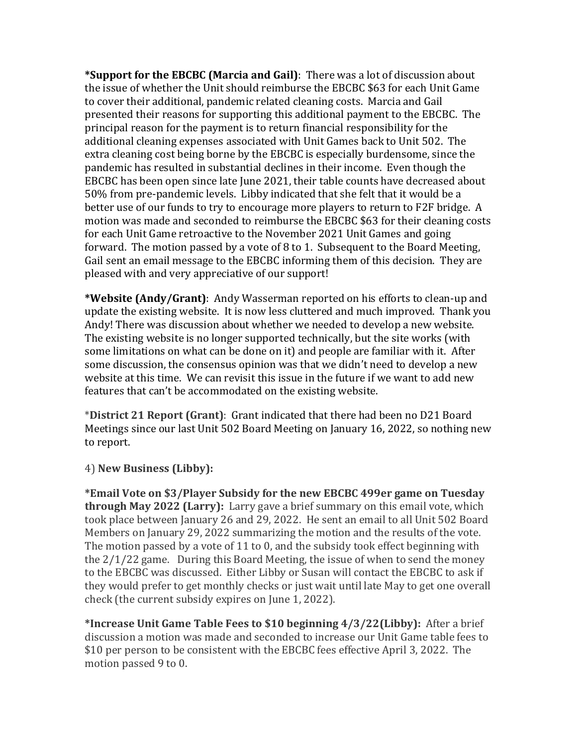**\*Support for the EBCBC (Marcia and Gail)**: There was a lot of discussion about the issue of whether the Unit should reimburse the EBCBC $63 for each Unit Game to cover their additional, pandemic related cleaning costs. Marcia and Gail presented their reasons for supporting this additional payment to the EBCBC. The principal reason for the payment is to return financial responsibility for the additional cleaning expenses associated with Unit Games back to Unit 502. The extra cleaning cost being borne by the EBCBC is especially burdensome, since the pandemic has resulted in substantial declines in their income. Even though the EBCBC has been open since late June 2021, their table counts have decreased about 50% from pre-pandemic levels. Libby indicated that she felt that it would be a better use of our funds to try to encourage more players to return to F2F bridge. A motion was made and seconded to reimburse the EBCBC $63 for their cleaning costs for each Unit Game retroactive to the November 2021 Unit Games and going forward. The motion passed by a vote of 8 to 1. Subsequent to the Board Meeting, Gail sent an email message to the EBCBC informing them of this decision. They are pleased with and very appreciative of our support!

**\*Website (Andy/Grant)**: Andy Wasserman reported on his efforts to clean-up and update the existing website. It is now less cluttered and much improved. Thank you Andy! There was discussion about whether we needed to develop a new website. The existing website is no longer supported technically, but the site works (with some limitations on what can be done on it) and people are familiar with it. After some discussion, the consensus opinion was that we didn't need to develop a new website at this time. We can revisit this issue in the future if we want to add new features that can't be accommodated on the existing website.

\***District 21 Report (Grant)**: Grant indicated that there had been no D21 Board Meetings since our last Unit 502 Board Meeting on January 16, 2022, so nothing new to report.

4) **New Business (Libby):**

**\*Email Vote on $3/Player Subsidy for the new EBCBC 499er game on Tuesday through May 2022 (Larry):** Larry gave a brief summary on this email vote, which took place between January 26 and 29, 2022. He sent an email to all Unit 502 Board Members on January 29, 2022 summarizing the motion and the results of the vote. The motion passed by a vote of 11 to 0, and the subsidy took effect beginning with the 2/1/22 game. During this Board Meeting, the issue of when to send the money to the EBCBC was discussed. Either Libby or Susan will contact the EBCBC to ask if they would prefer to get monthly checks or just wait until late May to get one overall check (the current subsidy expires on June 1, 2022).

**\*Increase Unit Game Table Fees to $10 beginning 4/3/22(Libby):** After a brief discussion a motion was made and seconded to increase our Unit Game table fees to $10 per person to be consistent with the EBCBC fees effective April 3, 2022. The motion passed 9 to 0.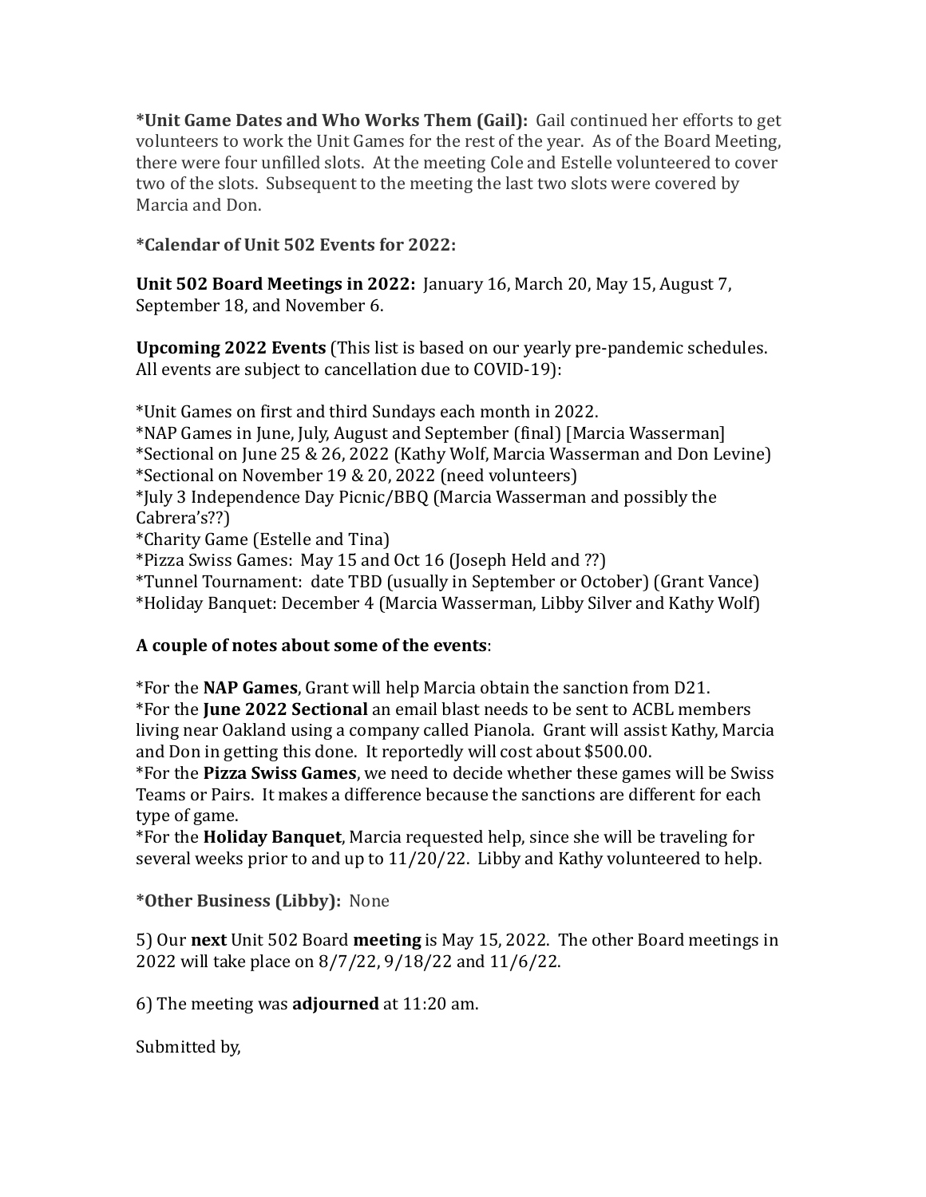**\*Unit Game Dates and Who Works Them (Gail):** Gail continued her efforts to get volunteers to work the Unit Games for the rest of the year. As of the Board Meeting, there were four unfilled slots. At the meeting Cole and Estelle volunteered to cover two of the slots. Subsequent to the meeting the last two slots were covered by Marcia and Don.

**\*Calendar of Unit 502 Events for 2022:**

**Unit 502 Board Meetings in 2022:** January 16, March 20, May 15, August 7, September 18, and November 6.

**Upcoming 2022 Events** (This list is based on our yearly pre-pandemic schedules. All events are subject to cancellation due to COVID-19):

*Unit Games on first and third Sundays each month in 2022.
*NAP Games in June, July, August and September (final) [Marcia Wasserman]
*Sectional on June 25 & 26, 2022 (Kathy Wolf, Marcia Wasserman and Don Levine)
*Sectional on November 19 & 20, 2022 (need volunteers)
*July 3 Independence Day Picnic/BBQ (Marcia Wasserman and possibly the Cabrera's??)
*Charity Game (Estelle and Tina)
*Pizza Swiss Games: May 15 and Oct 16 (Joseph Held and ??)
*Tunnel Tournament: date TBD (usually in September or October) (Grant Vance)
*Holiday Banquet: December 4 (Marcia Wasserman, Libby Silver and Kathy Wolf)

**A couple of notes about some of the events**:

*For the **NAP Games**, Grant will help Marcia obtain the sanction from D21.
*For the **June 2022 Sectional** an email blast needs to be sent to ACBL members living near Oakland using a company called Pianola. Grant will assist Kathy, Marcia and Don in getting this done. It reportedly will cost about $500.00.
*For the **Pizza Swiss Games**, we need to decide whether these games will be Swiss Teams or Pairs. It makes a difference because the sanctions are different for each type of game.
*For the **Holiday Banquet**, Marcia requested help, since she will be traveling for several weeks prior to and up to 11/20/22. Libby and Kathy volunteered to help.

**\*Other Business (Libby):** None

5) Our **next** Unit 502 Board **meeting** is May 15, 2022. The other Board meetings in 2022 will take place on 8/7/22, 9/18/22 and 11/6/22.

6) The meeting was **adjourned** at 11:20 am.

Submitted by,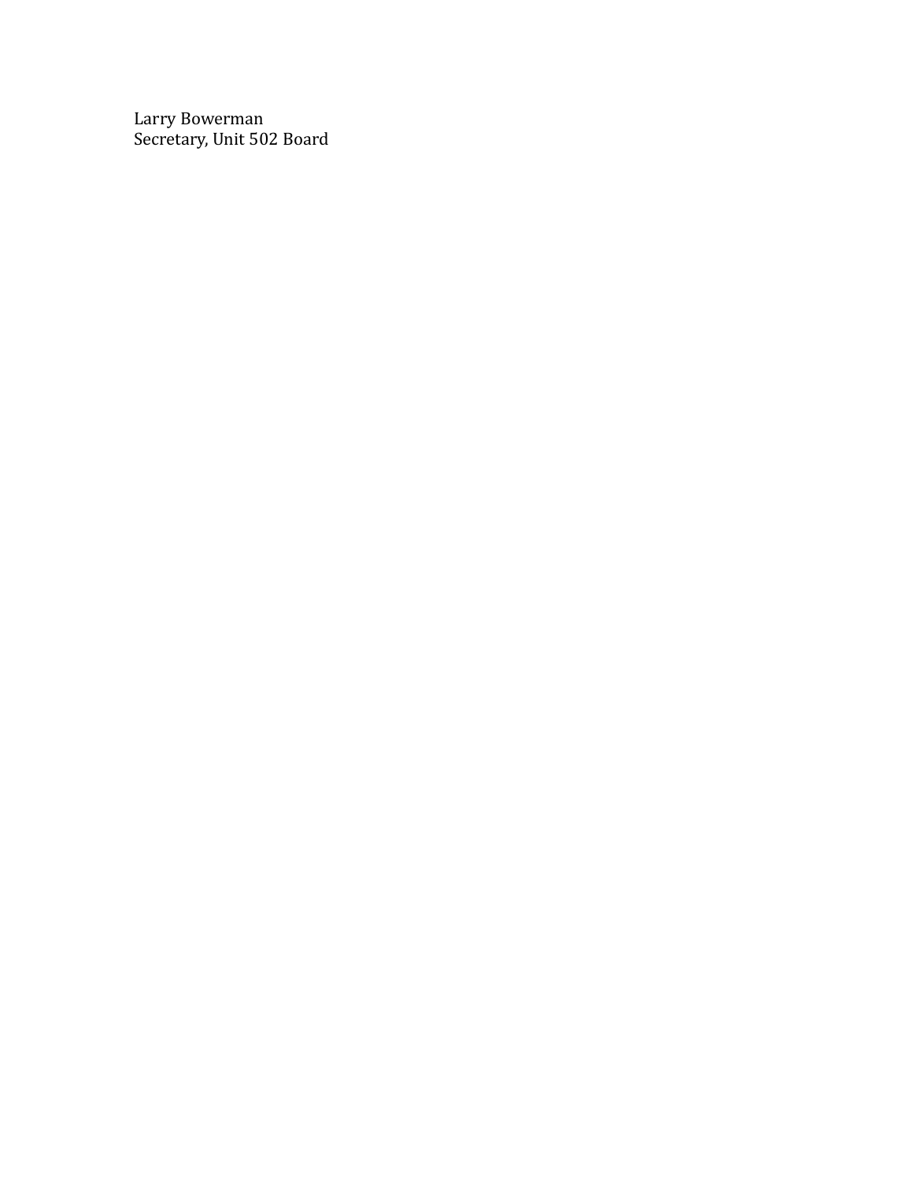Larry Bowerman
Secretary, Unit 502 Board